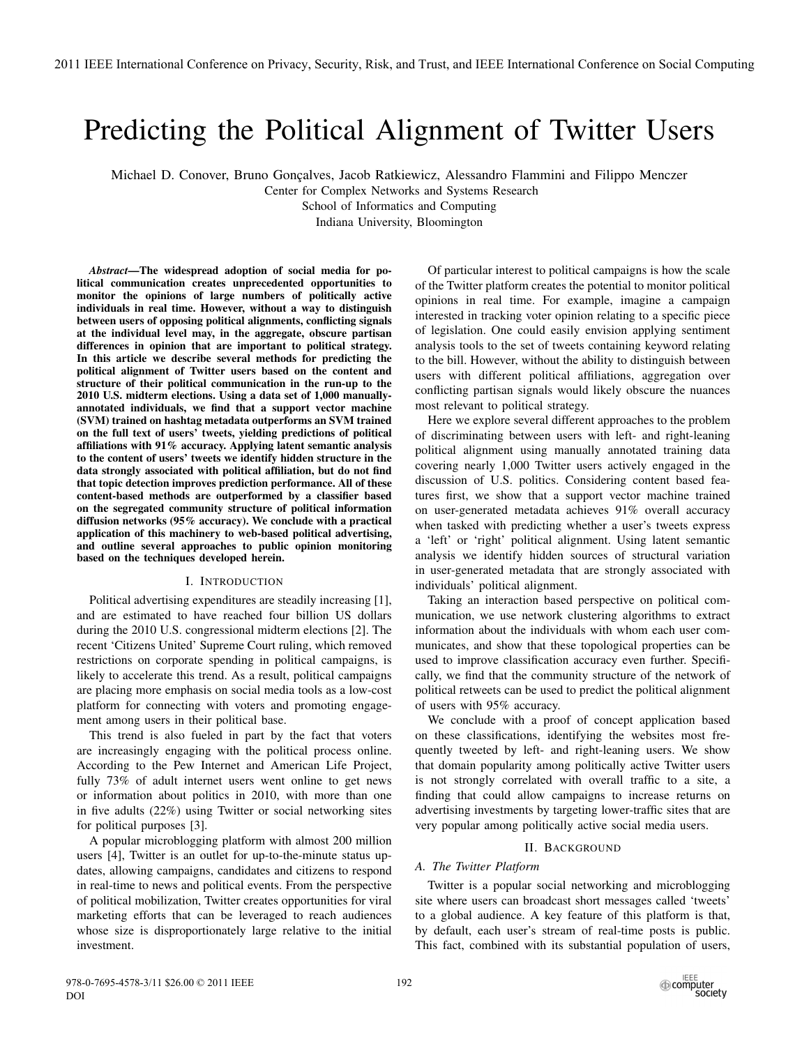# Predicting the Political Alignment of Twitter Users

Michael D. Conover, Bruno Gonçalves, Jacob Ratkiewicz, Alessandro Flammini and Filippo Menczer
Center for Complex Networks and Systems Research
School of Informatics and Computing
Indiana University, Bloomington

***Abstract*—The widespread adoption of social media for political communication creates unprecedented opportunities to monitor the opinions of large numbers of politically active individuals in real time. However, without a way to distinguish between users of opposing political alignments, conflicting signals at the individual level may, in the aggregate, obscure partisan differences in opinion that are important to political strategy. In this article we describe several methods for predicting the political alignment of Twitter users based on the content and structure of their political communication in the run-up to the 2010 U.S. midterm elections. Using a data set of 1,000 manually-annotated individuals, we find that a support vector machine (SVM) trained on hashtag metadata outperforms an SVM trained on the full text of users' tweets, yielding predictions of political affiliations with 91% accuracy. Applying latent semantic analysis to the content of users' tweets we identify hidden structure in the data strongly associated with political affiliation, but do not find that topic detection improves prediction performance. All of these content-based methods are outperformed by a classifier based on the segregated community structure of political information diffusion networks (95% accuracy). We conclude with a practical application of this machinery to web-based political advertising, and outline several approaches to public opinion monitoring based on the techniques developed herein.**

## I. Introduction

Political advertising expenditures are steadily increasing [1], and are estimated to have reached four billion US dollars during the 2010 U.S. congressional midterm elections [2]. The recent 'Citizens United' Supreme Court ruling, which removed restrictions on corporate spending in political campaigns, is likely to accelerate this trend. As a result, political campaigns are placing more emphasis on social media tools as a low-cost platform for connecting with voters and promoting engagement among users in their political base.

This trend is also fueled in part by the fact that voters are increasingly engaging with the political process online. According to the Pew Internet and American Life Project, fully 73% of adult internet users went online to get news or information about politics in 2010, with more than one in five adults (22%) using Twitter or social networking sites for political purposes [3].

A popular microblogging platform with almost 200 million users [4], Twitter is an outlet for up-to-the-minute status updates, allowing campaigns, candidates and citizens to respond in real-time to news and political events. From the perspective of political mobilization, Twitter creates opportunities for viral marketing efforts that can be leveraged to reach audiences whose size is disproportionately large relative to the initial investment.

Of particular interest to political campaigns is how the scale of the Twitter platform creates the potential to monitor political opinions in real time. For example, imagine a campaign interested in tracking voter opinion relating to a specific piece of legislation. One could easily envision applying sentiment analysis tools to the set of tweets containing keyword relating to the bill. However, without the ability to distinguish between users with different political affiliations, aggregation over conflicting partisan signals would likely obscure the nuances most relevant to political strategy.

Here we explore several different approaches to the problem of discriminating between users with left- and right-leaning political alignment using manually annotated training data covering nearly 1,000 Twitter users actively engaged in the discussion of U.S. politics. Considering content based features first, we show that a support vector machine trained on user-generated metadata achieves 91% overall accuracy when tasked with predicting whether a user's tweets express a 'left' or 'right' political alignment. Using latent semantic analysis we identify hidden sources of structural variation in user-generated metadata that are strongly associated with individuals' political alignment.

Taking an interaction based perspective on political communication, we use network clustering algorithms to extract information about the individuals with whom each user communicates, and show that these topological properties can be used to improve classification accuracy even further. Specifically, we find that the community structure of the network of political retweets can be used to predict the political alignment of users with 95% accuracy.

We conclude with a proof of concept application based on these classifications, identifying the websites most frequently tweeted by left- and right-leaning users. We show that domain popularity among politically active Twitter users is not strongly correlated with overall traffic to a site, a finding that could allow campaigns to increase returns on advertising investments by targeting lower-traffic sites that are very popular among politically active social media users.

## II. Background

### A. The Twitter Platform

Twitter is a popular social networking and microblogging site where users can broadcast short messages called 'tweets' to a global audience. A key feature of this platform is that, by default, each user's stream of real-time posts is public. This fact, combined with its substantial population of users,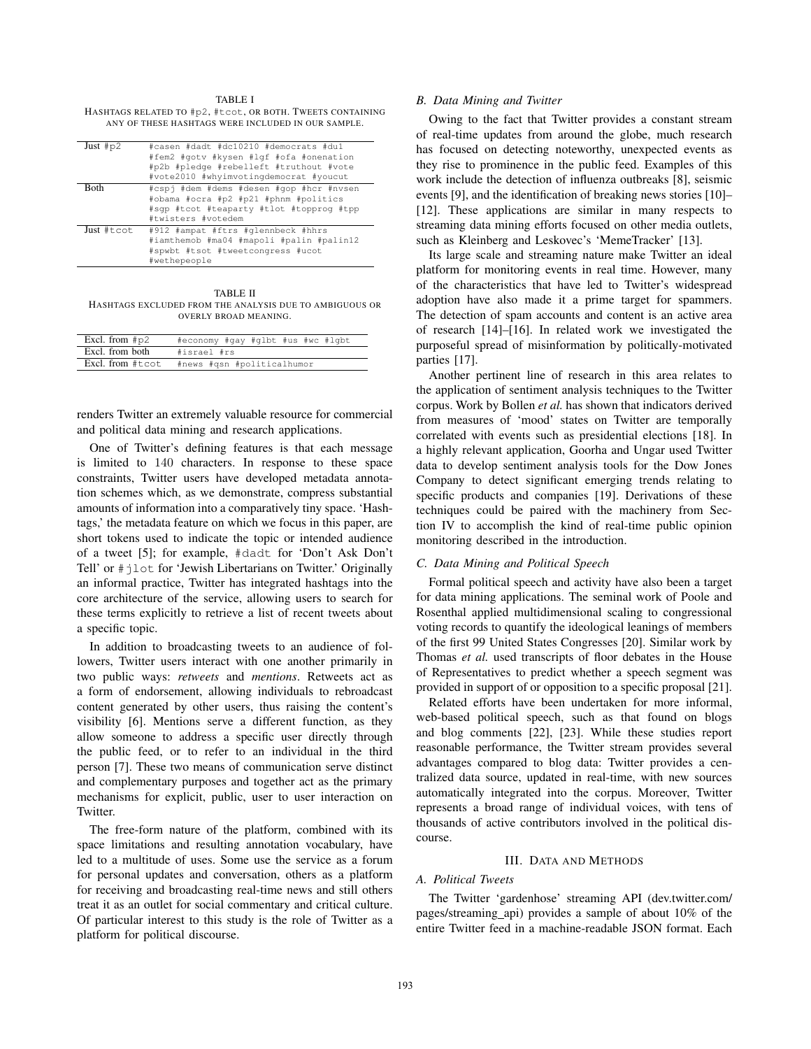TABLE I
HASHTAGS RELATED TO #p2, #tcot, OR BOTH. TWEETS CONTAINING ANY OF THESE HASHTAGS WERE INCLUDED IN OUR SAMPLE.

| | |
|---|---|
| Just #p2 | #casen #dadt #dc10210 #democrats #du1 #fem2 #gotv #kysen #lgf #ofa #onenation #p2b #pledge #rebelleft #truthout #vote #vote2010 #whyimvotingdemocrat #youcut |
| Both | #cspj #dem #dems #desen #gop #hcr #nvsen #obama #ocra #p2 #p21 #phnm #politics #sgp #tcot #teaparty #tlot #topprog #tpp #twisters #votedem |
| Just #tcot | #912 #ampat #ftrs #glennbeck #hhrs #iamthemob #ma04 #mapoli #palin #palin12 #spwbt #tsot #tweetcongress #ucot #wethepeople |

TABLE II
HASHTAGS EXCLUDED FROM THE ANALYSIS DUE TO AMBIGUOUS OR OVERLY BROAD MEANING.

| | |
|---|---|
| Excl. from #p2 | #economy #gay #glbt #us #wc #lgbt |
| Excl. from both | #israel #rs |
| Excl. from #tcot | #news #qsn #politicalhumor |

renders Twitter an extremely valuable resource for commercial and political data mining and research applications.

One of Twitter's defining features is that each message is limited to 140 characters. In response to these space constraints, Twitter users have developed metadata annotation schemes which, as we demonstrate, compress substantial amounts of information into a comparatively tiny space. 'Hashtags,' the metadata feature on which we focus in this paper, are short tokens used to indicate the topic or intended audience of a tweet [5]; for example, #dadt for 'Don't Ask Don't Tell' or #jlot for 'Jewish Libertarians on Twitter.' Originally an informal practice, Twitter has integrated hashtags into the core architecture of the service, allowing users to search for these terms explicitly to retrieve a list of recent tweets about a specific topic.

In addition to broadcasting tweets to an audience of followers, Twitter users interact with one another primarily in two public ways: *retweets* and *mentions*. Retweets act as a form of endorsement, allowing individuals to rebroadcast content generated by other users, thus raising the content's visibility [6]. Mentions serve a different function, as they allow someone to address a specific user directly through the public feed, or to refer to an individual in the third person [7]. These two means of communication serve distinct and complementary purposes and together act as the primary mechanisms for explicit, public, user to user interaction on Twitter.

The free-form nature of the platform, combined with its space limitations and resulting annotation vocabulary, have led to a multitude of uses. Some use the service as a forum for personal updates and conversation, others as a platform for receiving and broadcasting real-time news and still others treat it as an outlet for social commentary and critical culture. Of particular interest to this study is the role of Twitter as a platform for political discourse.

### B. Data Mining and Twitter

Owing to the fact that Twitter provides a constant stream of real-time updates from around the globe, much research has focused on detecting noteworthy, unexpected events as they rise to prominence in the public feed. Examples of this work include the detection of influenza outbreaks [8], seismic events [9], and the identification of breaking news stories [10]–[12]. These applications are similar in many respects to streaming data mining efforts focused on other media outlets, such as Kleinberg and Leskovec's 'MemeTracker' [13].

Its large scale and streaming nature make Twitter an ideal platform for monitoring events in real time. However, many of the characteristics that have led to Twitter's widespread adoption have also made it a prime target for spammers. The detection of spam accounts and content is an active area of research [14]–[16]. In related work we investigated the purposeful spread of misinformation by politically-motivated parties [17].

Another pertinent line of research in this area relates to the application of sentiment analysis techniques to the Twitter corpus. Work by Bollen *et al.* has shown that indicators derived from measures of 'mood' states on Twitter are temporally correlated with events such as presidential elections [18]. In a highly relevant application, Goorha and Ungar used Twitter data to develop sentiment analysis tools for the Dow Jones Company to detect significant emerging trends relating to specific products and companies [19]. Derivations of these techniques could be paired with the machinery from Section IV to accomplish the kind of real-time public opinion monitoring described in the introduction.

### C. Data Mining and Political Speech

Formal political speech and activity have also been a target for data mining applications. The seminal work of Poole and Rosenthal applied multidimensional scaling to congressional voting records to quantify the ideological leanings of members of the first 99 United States Congresses [20]. Similar work by Thomas *et al.* used transcripts of floor debates in the House of Representatives to predict whether a speech segment was provided in support of or opposition to a specific proposal [21].

Related efforts have been undertaken for more informal, web-based political speech, such as that found on blogs and blog comments [22], [23]. While these studies report reasonable performance, the Twitter stream provides several advantages compared to blog data: Twitter provides a centralized data source, updated in real-time, with new sources automatically integrated into the corpus. Moreover, Twitter represents a broad range of individual voices, with tens of thousands of active contributors involved in the political discourse.

## III. DATA AND METHODS

### A. Political Tweets

The Twitter 'gardenhose' streaming API (dev.twitter.com/pages/streaming_api) provides a sample of about 10% of the entire Twitter feed in a machine-readable JSON format. Each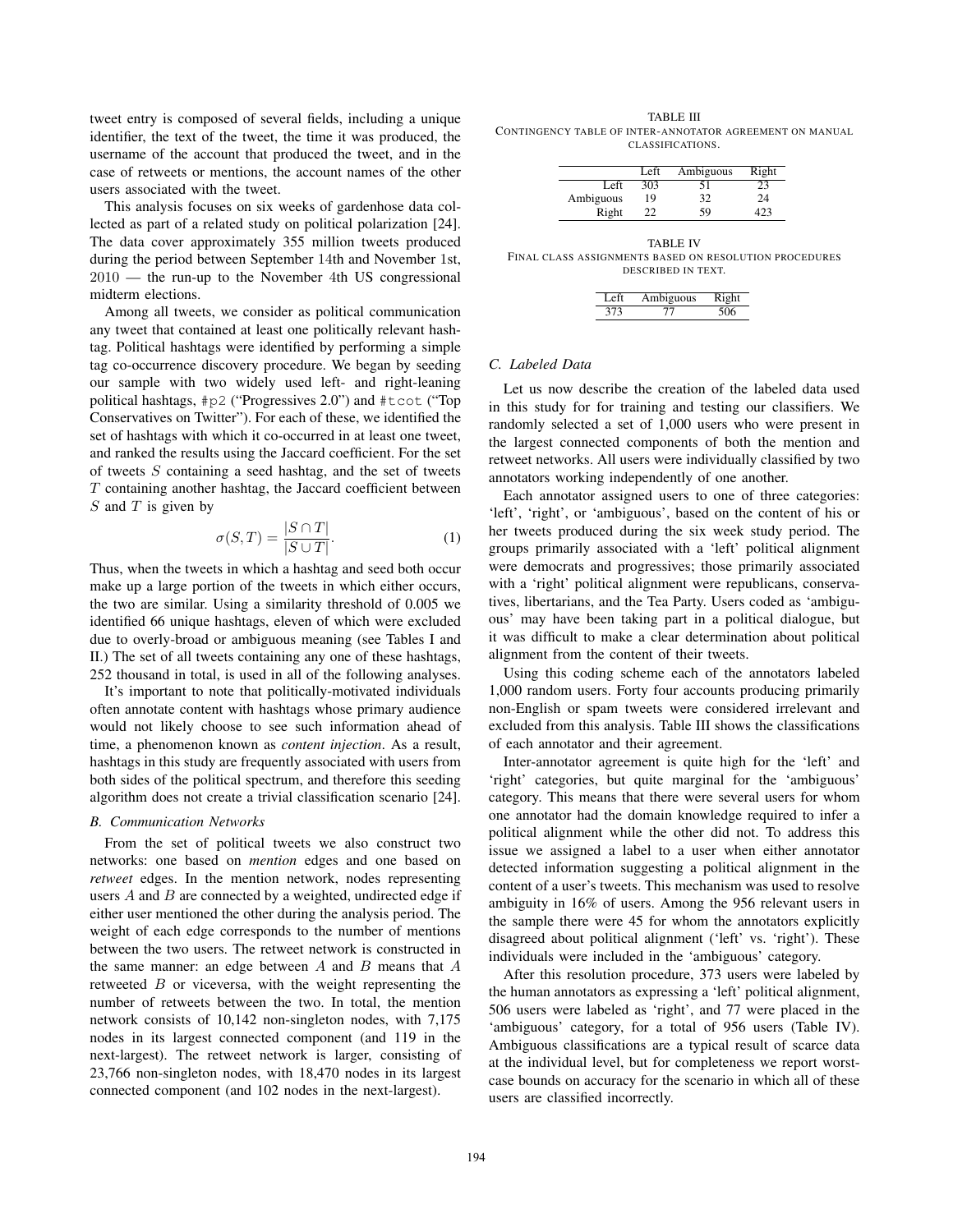tweet entry is composed of several fields, including a unique identifier, the text of the tweet, the time it was produced, the username of the account that produced the tweet, and in the case of retweets or mentions, the account names of the other users associated with the tweet.

This analysis focuses on six weeks of gardenhose data collected as part of a related study on political polarization [24]. The data cover approximately 355 million tweets produced during the period between September 14th and November 1st, 2010 — the run-up to the November 4th US congressional midterm elections.

Among all tweets, we consider as political communication any tweet that contained at least one politically relevant hashtag. Political hashtags were identified by performing a simple tag co-occurrence discovery procedure. We began by seeding our sample with two widely used left- and right-leaning political hashtags, `#p2` ("Progressives 2.0") and `#tcot` ("Top Conservatives on Twitter"). For each of these, we identified the set of hashtags with which it co-occurred in at least one tweet, and ranked the results using the Jaccard coefficient. For the set of tweets $S$ containing a seed hashtag, and the set of tweets $T$ containing another hashtag, the Jaccard coefficient between $S$ and $T$ is given by

$$\sigma(S,T) = \frac{|S \cap T|}{|S \cup T|}. \tag{1}$$

Thus, when the tweets in which a hashtag and seed both occur make up a large portion of the tweets in which either occurs, the two are similar. Using a similarity threshold of 0.005 we identified 66 unique hashtags, eleven of which were excluded due to overly-broad or ambiguous meaning (see Tables I and II.) The set of all tweets containing any one of these hashtags, 252 thousand in total, is used in all of the following analyses.

It's important to note that politically-motivated individuals often annotate content with hashtags whose primary audience would not likely choose to see such information ahead of time, a phenomenon known as *content injection*. As a result, hashtags in this study are frequently associated with users from both sides of the political spectrum, and therefore this seeding algorithm does not create a trivial classification scenario [24].

### B. Communication Networks

From the set of political tweets we also construct two networks: one based on *mention* edges and one based on *retweet* edges. In the mention network, nodes representing users $A$ and $B$ are connected by a weighted, undirected edge if either user mentioned the other during the analysis period. The weight of each edge corresponds to the number of mentions between the two users. The retweet network is constructed in the same manner: an edge between $A$ and $B$ means that $A$ retweeted $B$ or viceversa, with the weight representing the number of retweets between the two. In total, the mention network consists of 10,142 non-singleton nodes, with 7,175 nodes in its largest connected component (and 119 in the next-largest). The retweet network is larger, consisting of 23,766 non-singleton nodes, with 18,470 nodes in its largest connected component (and 102 nodes in the next-largest).

TABLE III
CONTINGENCY TABLE OF INTER-ANNOTATOR AGREEMENT ON MANUAL CLASSIFICATIONS.

| | Left | Ambiguous | Right |
|---|---|---|---|
| Left | 303 | 51 | 23 |
| Ambiguous | 19 | 32 | 24 |
| Right | 22 | 59 | 423 |

TABLE IV
FINAL CLASS ASSIGNMENTS BASED ON RESOLUTION PROCEDURES DESCRIBED IN TEXT.

| Left | Ambiguous | Right |
|---|---|---|
| 373 | 77 | 506 |

### C. Labeled Data

Let us now describe the creation of the labeled data used in this study for for training and testing our classifiers. We randomly selected a set of 1,000 users who were present in the largest connected components of both the mention and retweet networks. All users were individually classified by two annotators working independently of one another.

Each annotator assigned users to one of three categories: 'left', 'right', or 'ambiguous', based on the content of his or her tweets produced during the six week study period. The groups primarily associated with a 'left' political alignment were democrats and progressives; those primarily associated with a 'right' political alignment were republicans, conservatives, libertarians, and the Tea Party. Users coded as 'ambiguous' may have been taking part in a political dialogue, but it was difficult to make a clear determination about political alignment from the content of their tweets.

Using this coding scheme each of the annotators labeled 1,000 random users. Forty four accounts producing primarily non-English or spam tweets were considered irrelevant and excluded from this analysis. Table III shows the classifications of each annotator and their agreement.

Inter-annotator agreement is quite high for the 'left' and 'right' categories, but quite marginal for the 'ambiguous' category. This means that there were several users for whom one annotator had the domain knowledge required to infer a political alignment while the other did not. To address this issue we assigned a label to a user when either annotator detected information suggesting a political alignment in the content of a user's tweets. This mechanism was used to resolve ambiguity in 16% of users. Among the 956 relevant users in the sample there were 45 for whom the annotators explicitly disagreed about political alignment ('left' vs. 'right'). These individuals were included in the 'ambiguous' category.

After this resolution procedure, 373 users were labeled by the human annotators as expressing a 'left' political alignment, 506 users were labeled as 'right', and 77 were placed in the 'ambiguous' category, for a total of 956 users (Table IV). Ambiguous classifications are a typical result of scarce data at the individual level, but for completeness we report worst-case bounds on accuracy for the scenario in which all of these users are classified incorrectly.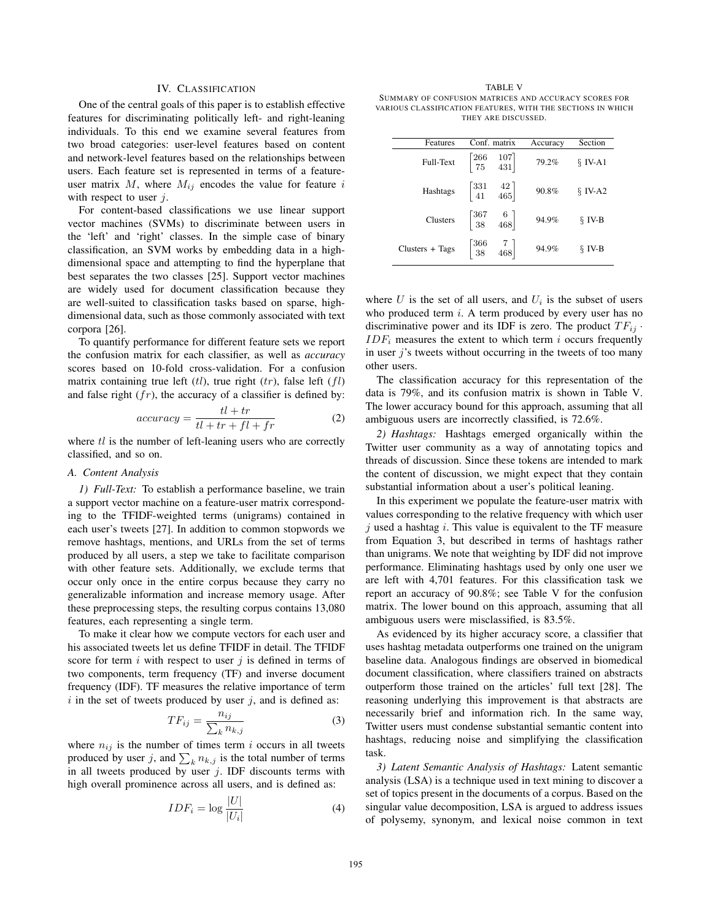## IV. Classification

One of the central goals of this paper is to establish effective features for discriminating politically left- and right-leaning individuals. To this end we examine several features from two broad categories: user-level features based on content and network-level features based on the relationships between users. Each feature set is represented in terms of a feature-user matrix $M$, where $M_{ij}$ encodes the value for feature $i$ with respect to user $j$.

For content-based classifications we use linear support vector machines (SVMs) to discriminate between users in the 'left' and 'right' classes. In the simple case of binary classification, an SVM works by embedding data in a high-dimensional space and attempting to find the hyperplane that best separates the two classes [25]. Support vector machines are widely used for document classification because they are well-suited to classification tasks based on sparse, high-dimensional data, such as those commonly associated with text corpora [26].

To quantify performance for different feature sets we report the confusion matrix for each classifier, as well as *accuracy* scores based on 10-fold cross-validation. For a confusion matrix containing true left ($tl$), true right ($tr$), false left ($fl$) and false right ($fr$), the accuracy of a classifier is defined by:

$$accuracy = \frac{tl + tr}{tl + tr + fl + fr} \tag{2}$$

where $tl$ is the number of left-leaning users who are correctly classified, and so on.

### A. Content Analysis

*1) Full-Text:* To establish a performance baseline, we train a support vector machine on a feature-user matrix corresponding to the TFIDF-weighted terms (unigrams) contained in each user's tweets [27]. In addition to common stopwords we remove hashtags, mentions, and URLs from the set of terms produced by all users, a step we take to facilitate comparison with other feature sets. Additionally, we exclude terms that occur only once in the entire corpus because they carry no generalizable information and increase memory usage. After these preprocessing steps, the resulting corpus contains 13,080 features, each representing a single term.

To make it clear how we compute vectors for each user and his associated tweets let us define TFIDF in detail. The TFIDF score for term $i$ with respect to user $j$ is defined in terms of two components, term frequency (TF) and inverse document frequency (IDF). TF measures the relative importance of term $i$ in the set of tweets produced by user $j$, and is defined as:

$$TF_{ij} = \frac{n_{ij}}{\sum_k n_{k,j}} \tag{3}$$

where $n_{ij}$ is the number of times term $i$ occurs in all tweets produced by user $j$, and $\sum_k n_{k,j}$ is the total number of terms in all tweets produced by user $j$. IDF discounts terms with high overall prominence across all users, and is defined as:

$$IDF_i = \log \frac{|U|}{|U_i|} \tag{4}$$

TABLE V

Summary of confusion matrices and accuracy scores for various classification features, with the sections in which they are discussed.

| Features | Conf. matrix | Accuracy | Section |
|---|---|---|---|
| Full-Text | $\begin{bmatrix} 266 & 107 \\ 75 & 431 \end{bmatrix}$ | 79.2% | § IV-A1 |
| Hashtags | $\begin{bmatrix} 331 & 42 \\ 41 & 465 \end{bmatrix}$ | 90.8% | § IV-A2 |
| Clusters | $\begin{bmatrix} 367 & 6 \\ 38 & 468 \end{bmatrix}$ | 94.9% | § IV-B |
| Clusters + Tags | $\begin{bmatrix} 366 & 7 \\ 38 & 468 \end{bmatrix}$ | 94.9% | § IV-B |

where $U$ is the set of all users, and $U_i$ is the subset of users who produced term $i$. A term produced by every user has no discriminative power and its IDF is zero. The product $TF_{ij} \cdot IDF_i$ measures the extent to which term $i$ occurs frequently in user $j$'s tweets without occurring in the tweets of too many other users.

The classification accuracy for this representation of the data is 79%, and its confusion matrix is shown in Table V. The lower accuracy bound for this approach, assuming that all ambiguous users are incorrectly classified, is 72.6%.

*2) Hashtags:* Hashtags emerged organically within the Twitter user community as a way of annotating topics and threads of discussion. Since these tokens are intended to mark the content of discussion, we might expect that they contain substantial information about a user's political leaning.

In this experiment we populate the feature-user matrix with values corresponding to the relative frequency with which user $j$ used a hashtag $i$. This value is equivalent to the TF measure from Equation 3, but described in terms of hashtags rather than unigrams. We note that weighting by IDF did not improve performance. Eliminating hashtags used by only one user we are left with 4,701 features. For this classification task we report an accuracy of 90.8%; see Table V for the confusion matrix. The lower bound on this approach, assuming that all ambiguous users were misclassified, is 83.5%.

As evidenced by its higher accuracy score, a classifier that uses hashtag metadata outperforms one trained on the unigram baseline data. Analogous findings are observed in biomedical document classification, where classifiers trained on abstracts outperform those trained on the articles' full text [28]. The reasoning underlying this improvement is that abstracts are necessarily brief and information rich. In the same way, Twitter users must condense substantial semantic content into hashtags, reducing noise and simplifying the classification task.

*3) Latent Semantic Analysis of Hashtags:* Latent semantic analysis (LSA) is a technique used in text mining to discover a set of topics present in the documents of a corpus. Based on the singular value decomposition, LSA is argued to address issues of polysemy, synonym, and lexical noise common in text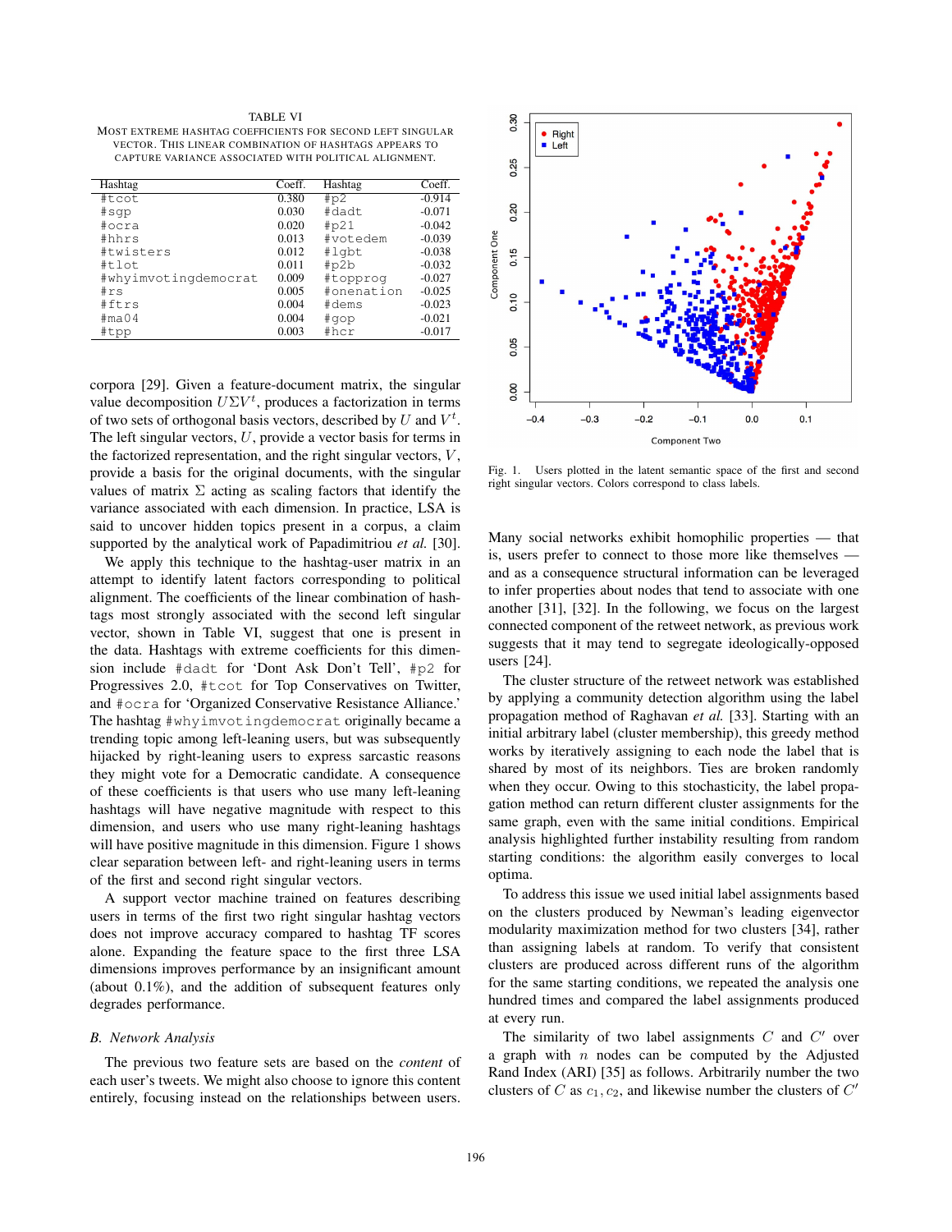TABLE VI

MOST EXTREME HASHTAG COEFFICIENTS FOR SECOND LEFT SINGULAR VECTOR. THIS LINEAR COMBINATION OF HASHTAGS APPEARS TO CAPTURE VARIANCE ASSOCIATED WITH POLITICAL ALIGNMENT.

| Hashtag | Coeff. | Hashtag | Coeff. |
|---|---|---|---|
| #tcot | 0.380 | #p2 | -0.914 |
| #sgp | 0.030 | #dadt | -0.071 |
| #ocra | 0.020 | #p21 | -0.042 |
| #hhrs | 0.013 | #votedem | -0.039 |
| #twisters | 0.012 | #lgbt | -0.038 |
| #tlot | 0.011 | #p2b | -0.032 |
| #whyimvotingdemocrat | 0.009 | #topprog | -0.027 |
| #rs | 0.005 | #onenation | -0.025 |
| #ftrs | 0.004 | #dems | -0.023 |
| #ma04 | 0.004 | #gop | -0.021 |
| #tpp | 0.003 | #hcr | -0.017 |

corpora [29]. Given a feature-document matrix, the singular value decomposition $U\Sigma V^t$, produces a factorization in terms of two sets of orthogonal basis vectors, described by $U$ and $V^t$. The left singular vectors, $U$, provide a vector basis for terms in the factorized representation, and the right singular vectors, $V$, provide a basis for the original documents, with the singular values of matrix $\Sigma$ acting as scaling factors that identify the variance associated with each dimension. In practice, LSA is said to uncover hidden topics present in a corpus, a claim supported by the analytical work of Papadimitriou *et al.* [30].

We apply this technique to the hashtag-user matrix in an attempt to identify latent factors corresponding to political alignment. The coefficients of the linear combination of hashtags most strongly associated with the second left singular vector, shown in Table VI, suggest that one is present in the data. Hashtags with extreme coefficients for this dimension include #dadt for 'Dont Ask Don't Tell', #p2 for Progressives 2.0, #tcot for Top Conservatives on Twitter, and #ocra for 'Organized Conservative Resistance Alliance.' The hashtag #whyimvotingdemocrat originally became a trending topic among left-leaning users, but was subsequently hijacked by right-leaning users to express sarcastic reasons they might vote for a Democratic candidate. A consequence of these coefficients is that users who use many left-leaning hashtags will have negative magnitude with respect to this dimension, and users who use many right-leaning hashtags will have positive magnitude in this dimension. Figure 1 shows clear separation between left- and right-leaning users in terms of the first and second right singular vectors.

A support vector machine trained on features describing users in terms of the first two right singular hashtag vectors does not improve accuracy compared to hashtag TF scores alone. Expanding the feature space to the first three LSA dimensions improves performance by an insignificant amount (about 0.1%), and the addition of subsequent features only degrades performance.

### B. Network Analysis

The previous two feature sets are based on the *content* of each user's tweets. We might also choose to ignore this content entirely, focusing instead on the relationships between users.

Fig. 1. Users plotted in the latent semantic space of the first and second right singular vectors. Colors correspond to class labels.

Many social networks exhibit homophilic properties — that is, users prefer to connect to those more like themselves — and as a consequence structural information can be leveraged to infer properties about nodes that tend to associate with one another [31], [32]. In the following, we focus on the largest connected component of the retweet network, as previous work suggests that it may tend to segregate ideologically-opposed users [24].

The cluster structure of the retweet network was established by applying a community detection algorithm using the label propagation method of Raghavan *et al.* [33]. Starting with an initial arbitrary label (cluster membership), this greedy method works by iteratively assigning to each node the label that is shared by most of its neighbors. Ties are broken randomly when they occur. Owing to this stochasticity, the label propagation method can return different cluster assignments for the same graph, even with the same initial conditions. Empirical analysis highlighted further instability resulting from random starting conditions: the algorithm easily converges to local optima.

To address this issue we used initial label assignments based on the clusters produced by Newman's leading eigenvector modularity maximization method for two clusters [34], rather than assigning labels at random. To verify that consistent clusters are produced across different runs of the algorithm for the same starting conditions, we repeated the analysis one hundred times and compared the label assignments produced at every run.

The similarity of two label assignments $C$ and $C'$ over a graph with $n$ nodes can be computed by the Adjusted Rand Index (ARI) [35] as follows. Arbitrarily number the two clusters of $C$ as $c_1, c_2$, and likewise number the clusters of $C'$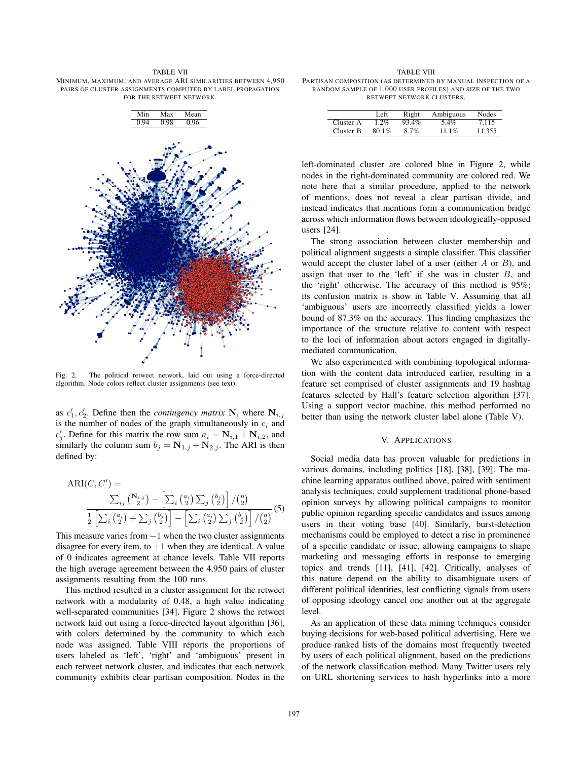TABLE VII
MINIMUM, MAXIMUM, AND AVERAGE ARI SIMILARITIES BETWEEN 4,950 PAIRS OF CLUSTER ASSIGNMENTS COMPUTED BY LABEL PROPAGATION FOR THE RETWEET NETWORK.

| Min | Max | Mean |
|---|---|---|
| 0.94 | 0.98 | 0.96 |

Fig. 2. The political retweet network, laid out using a force-directed algorithm. Node colors reflect cluster assignments (see text).

as $c'_1, c'_2$. Define then the *contingency matrix* $\mathbf{N}$, where $\mathbf{N}_{i,j}$ is the number of nodes of the graph simultaneously in $c_i$ and $c'_j$. Define for this matrix the row sum $a_i = \mathbf{N}_{i,1} + \mathbf{N}_{i,2}$, and similarly the column sum $b_j = \mathbf{N}_{1,j} + \mathbf{N}_{2,j}$. The ARI is then defined by:

$$\text{ARI}(C, C') = \frac{\sum_{ij} \binom{\mathbf{N}_{i,j}}{2} - \left[\sum_i \binom{a_i}{2} \sum_j \binom{b_j}{2}\right] / \binom{n}{2}}{\frac{1}{2}\left[\sum_i \binom{a_i}{2} + \sum_j \binom{b_j}{2}\right] - \left[\sum_i \binom{a_i}{2} \sum_j \binom{b_j}{2}\right] / \binom{n}{2}} \quad (5)$$

This measure varies from $-1$ when the two cluster assignments disagree for every item, to $+1$ when they are identical. A value of 0 indicates agreement at chance levels. Table VII reports the high average agreement between the 4,950 pairs of cluster assignments resulting from the 100 runs.

This method resulted in a cluster assignment for the retweet network with a modularity of 0.48, a high value indicating well-separated communities [34]. Figure 2 shows the retweet network laid out using a force-directed layout algorithm [36], with colors determined by the community to which each node was assigned. Table VIII reports the proportions of users labeled as 'left', 'right' and 'ambiguous' present in each retweet network cluster, and indicates that each network community exhibits clear partisan composition. Nodes in the left-dominated cluster are colored blue in Figure 2, while nodes in the right-dominated community are colored red. We note here that a similar procedure, applied to the network of mentions, does not reveal a clear partisan divide, and instead indicates that mentions form a communication bridge across which information flows between ideologically-opposed users [24].

TABLE VIII
PARTISAN COMPOSITION (AS DETERMINED BY MANUAL INSPECTION OF A RANDOM SAMPLE OF 1,000 USER PROFILES) AND SIZE OF THE TWO RETWEET NETWORK CLUSTERS.

| | Left | Right | Ambiguous | Nodes |
|---|---|---|---|---|
| Cluster A | 1.2% | 93.4% | 5.4% | 7,115 |
| Cluster B | 80.1% | 8.7% | 11.1% | 11,355 |

The strong association between cluster membership and political alignment suggests a simple classifier. This classifier would accept the cluster label of a user (either $A$ or $B$), and assign that user to the 'left' if she was in cluster $B$, and the 'right' otherwise. The accuracy of this method is 95%; its confusion matrix is show in Table V. Assuming that all 'ambiguous' users are incorrectly classified yields a lower bound of 87.3% on the accuracy. This finding emphasizes the importance of the structure relative to content with respect to the loci of information about actors engaged in digitally-mediated communication.

We also experimented with combining topological information with the content data introduced earlier, resulting in a feature set comprised of cluster assignments and 19 hashtag features selected by Hall's feature selection algorithm [37]. Using a support vector machine, this method performed no better than using the network cluster label alone (Table V).

## V. APPLICATIONS

Social media data has proven valuable for predictions in various domains, including politics [18], [38], [39]. The machine learning apparatus outlined above, paired with sentiment analysis techniques, could supplement traditional phone-based opinion surveys by allowing political campaigns to monitor public opinion regarding specific candidates and issues among users in their voting base [40]. Similarly, burst-detection mechanisms could be employed to detect a rise in prominence of a specific candidate or issue, allowing campaigns to shape marketing and messaging efforts in response to emerging topics and trends [11], [41], [42]. Critically, analyses of this nature depend on the ability to disambiguate users of different political identities, lest conflicting signals from users of opposing ideology cancel one another out at the aggregate level.

As an application of these data mining techniques consider buying decisions for web-based political advertising. Here we produce ranked lists of the domains most frequently tweeted by users of each political alignment, based on the predictions of the network classification method. Many Twitter users rely on URL shortening services to hash hyperlinks into a more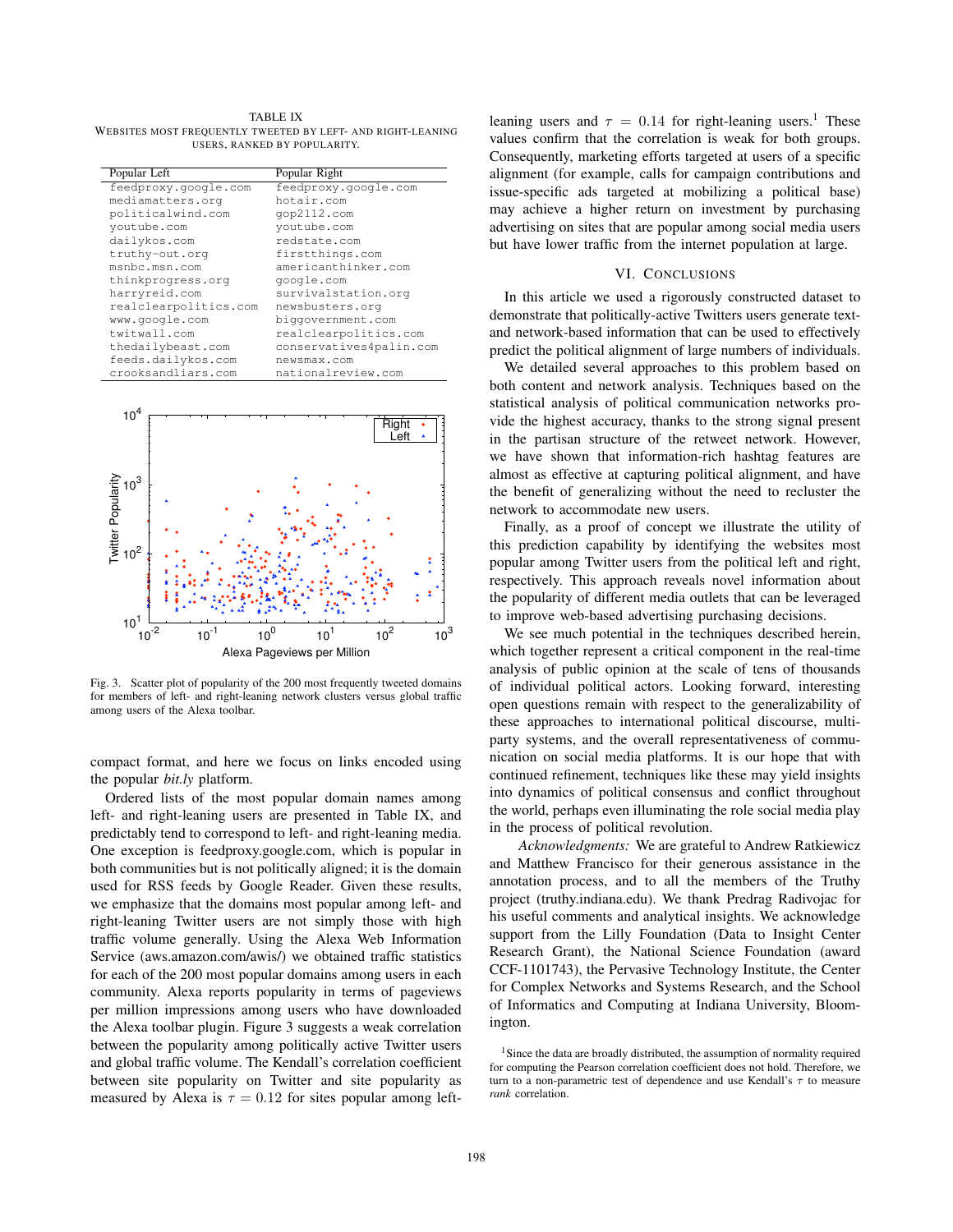TABLE IX

WEBSITES MOST FREQUENTLY TWEETED BY LEFT- AND RIGHT-LEANING USERS, RANKED BY POPULARITY.

| Popular Left | Popular Right |
|---|---|
| feedproxy.google.com | feedproxy.google.com |
| mediamatters.org | hotair.com |
| politicalwind.com | gop2112.com |
| youtube.com | youtube.com |
| dailykos.com | redstate.com |
| truthy-out.org | firstthings.com |
| msnbc.msn.com | americanthinker.com |
| thinkprogress.org | google.com |
| harryreid.com | survivalstation.org |
| realclearpolitics.com | newsbusters.org |
| www.google.com | biggovernment.com |
| twitwall.com | realclearpolitics.com |
| thedailybeast.com | conservatives4palin.com |
| feeds.dailykos.com | newsmax.com |
| crooksandliars.com | nationalreview.com |

Twitter Popularity

$10^1$ $10^2$ $10^3$ $10^4$

Alexa Pageviews per Million

$10^{-2}$ $10^{-1}$ $10^0$ $10^1$ $10^2$ $10^3$

Right

Left

Fig. 3. Scatter plot of popularity of the 200 most frequently tweeted domains for members of left- and right-leaning network clusters versus global traffic among users of the Alexa toolbar.

compact format, and here we focus on links encoded using the popular *bit.ly* platform.

Ordered lists of the most popular domain names among left- and right-leaning users are presented in Table IX, and predictably tend to correspond to left- and right-leaning media. One exception is feedproxy.google.com, which is popular in both communities but is not politically aligned; it is the domain used for RSS feeds by Google Reader. Given these results, we emphasize that the domains most popular among left- and right-leaning Twitter users are not simply those with high traffic volume generally. Using the Alexa Web Information Service (aws.amazon.com/awis/) we obtained traffic statistics for each of the 200 most popular domains among users in each community. Alexa reports popularity in terms of pageviews per million impressions among users who have downloaded the Alexa toolbar plugin. Figure 3 suggests a weak correlation between the popularity among politically active Twitter users and global traffic volume. The Kendall's correlation coefficient between site popularity on Twitter and site popularity as measured by Alexa is $\tau = 0.12$ for sites popular among left-leaning users and $\tau = 0.14$ for right-leaning users.[1] These values confirm that the correlation is weak for both groups. Consequently, marketing efforts targeted at users of a specific alignment (for example, calls for campaign contributions and issue-specific ads targeted at mobilizing a political base) may achieve a higher return on investment by purchasing advertising on sites that are popular among social media users but have lower traffic from the internet population at large.

## VI. CONCLUSIONS

In this article we used a rigorously constructed dataset to demonstrate that politically-active Twitters users generate text- and network-based information that can be used to effectively predict the political alignment of large numbers of individuals.

We detailed several approaches to this problem based on both content and network analysis. Techniques based on the statistical analysis of political communication networks provide the highest accuracy, thanks to the strong signal present in the partisan structure of the retweet network. However, we have shown that information-rich hashtag features are almost as effective at capturing political alignment, and have the benefit of generalizing without the need to recluster the network to accommodate new users.

Finally, as a proof of concept we illustrate the utility of this prediction capability by identifying the websites most popular among Twitter users from the political left and right, respectively. This approach reveals novel information about the popularity of different media outlets that can be leveraged to improve web-based advertising purchasing decisions.

We see much potential in the techniques described herein, which together represent a critical component in the real-time analysis of public opinion at the scale of tens of thousands of individual political actors. Looking forward, interesting open questions remain with respect to the generalizability of these approaches to international political discourse, multi-party systems, and the overall representativeness of communication on social media platforms. It is our hope that with continued refinement, techniques like these may yield insights into dynamics of political consensus and conflict throughout the world, perhaps even illuminating the role social media play in the process of political revolution.

*Acknowledgments:* We are grateful to Andrew Ratkiewicz and Matthew Francisco for their generous assistance in the annotation process, and to all the members of the Truthy project (truthy.indiana.edu). We thank Predrag Radivojac for his useful comments and analytical insights. We acknowledge support from the Lilly Foundation (Data to Insight Center Research Grant), the National Science Foundation (award CCF-1101743), the Pervasive Technology Institute, the Center for Complex Networks and Systems Research, and the School of Informatics and Computing at Indiana University, Bloomington.

[1] Since the data are broadly distributed, the assumption of normality required for computing the Pearson correlation coefficient does not hold. Therefore, we turn to a non-parametric test of dependence and use Kendall's $\tau$ to measure *rank* correlation.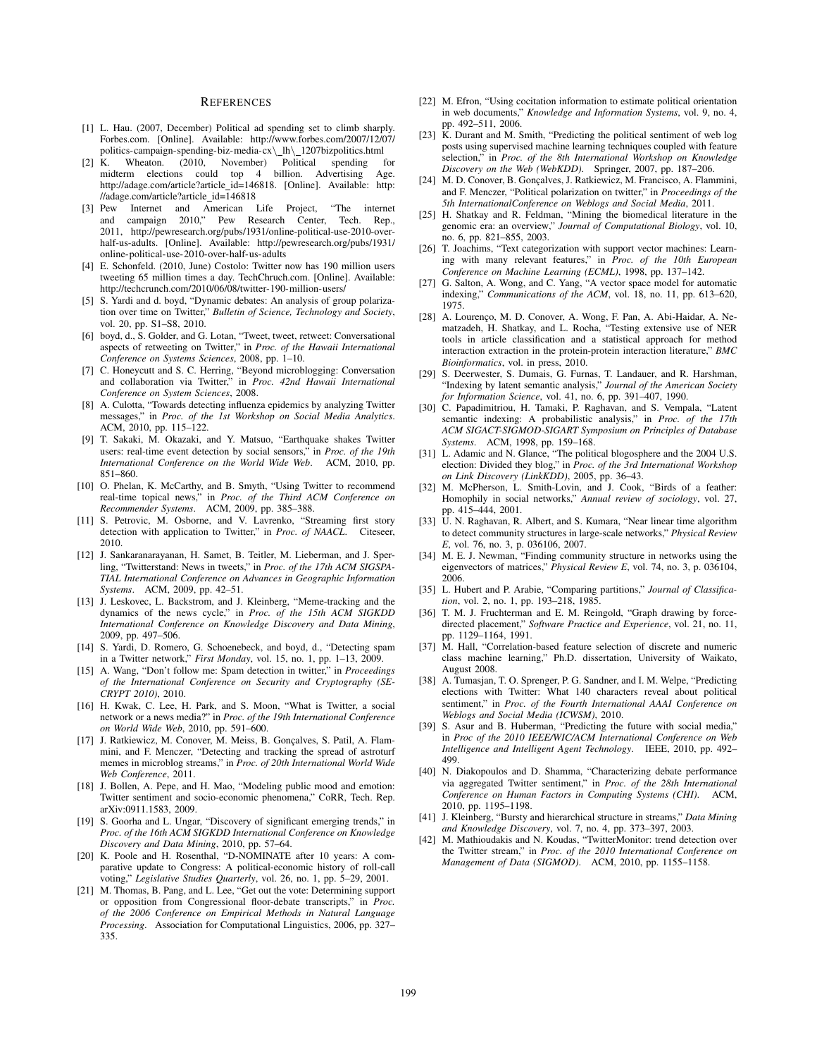## REFERENCES

[1] L. Hau. (2007, December) Political ad spending set to climb sharply. Forbes.com. [Online]. Available: http://www.forbes.com/2007/12/07/politics-campaign-spending-biz-media-cx\_lh\_1207bizpolitics.html

[2] K. Wheaton. (2010, November) Political spending for midterm elections could top 4 billion. Advertising Age. http://adage.com/article?article_id=146818. [Online]. Available: http://adage.com/article?article_id=146818

[3] Pew Internet and American Life Project, "The internet and campaign 2010," Pew Research Center, Tech. Rep., 2011, http://pewresearch.org/pubs/1931/online-political-use-2010-over-half-us-adults. [Online]. Available: http://pewresearch.org/pubs/1931/online-political-use-2010-over-half-us-adults

[4] E. Schonfeld. (2010, June) Costolo: Twitter now has 190 million users tweeting 65 million times a day. TechChruch.com. [Online]. Available: http://techcrunch.com/2010/06/08/twitter-190-million-users/

[5] S. Yardi and d. boyd, "Dynamic debates: An analysis of group polarization over time on Twitter," *Bulletin of Science, Technology and Society*, vol. 20, pp. S1–S8, 2010.

[6] boyd, d., S. Golder, and G. Lotan, "Tweet, tweet, retweet: Conversational aspects of retweeting on Twitter," in *Proc. of the Hawaii International Conference on Systems Sciences*, 2008, pp. 1–10.

[7] C. Honeycutt and S. C. Herring, "Beyond microblogging: Conversation and collaboration via Twitter," in *Proc. 42nd Hawaii International Conference on System Sciences*, 2008.

[8] A. Culotta, "Towards detecting influenza epidemics by analyzing Twitter messages," in *Proc. of the 1st Workshop on Social Media Analytics*. ACM, 2010, pp. 115–122.

[9] T. Sakaki, M. Okazaki, and Y. Matsuo, "Earthquake shakes Twitter users: real-time event detection by social sensors," in *Proc. of the 19th International Conference on the World Wide Web*. ACM, 2010, pp. 851–860.

[10] O. Phelan, K. McCarthy, and B. Smyth, "Using Twitter to recommend real-time topical news," in *Proc. of the Third ACM Conference on Recommender Systems*. ACM, 2009, pp. 385–388.

[11] S. Petrovic, M. Osborne, and V. Lavrenko, "Streaming first story detection with application to Twitter," in *Proc. of NAACL*. Citeseer, 2010.

[12] J. Sankaranarayanan, H. Samet, B. Teitler, M. Lieberman, and J. Sperling, "Twitterstand: News in tweets," in *Proc. of the 17th ACM SIGSPATIAL International Conference on Advances in Geographic Information Systems*. ACM, 2009, pp. 42–51.

[13] J. Leskovec, L. Backstrom, and J. Kleinberg, "Meme-tracking and the dynamics of the news cycle," in *Proc. of the 15th ACM SIGKDD International Conference on Knowledge Discovery and Data Mining*, 2009, pp. 497–506.

[14] S. Yardi, D. Romero, G. Schoenebeck, and boyd, d., "Detecting spam in a Twitter network," *First Monday*, vol. 15, no. 1, pp. 1–13, 2009.

[15] A. Wang, "Don't follow me: Spam detection in twitter," in *Proceedings of the International Conference on Security and Cryptography (SECRYPT 2010)*, 2010.

[16] H. Kwak, C. Lee, H. Park, and S. Moon, "What is Twitter, a social network or a news media?" in *Proc. of the 19th International Conference on World Wide Web*, 2010, pp. 591–600.

[17] J. Ratkiewicz, M. Conover, M. Meiss, B. Gonçalves, S. Patil, A. Flammini, and F. Menczer, "Detecting and tracking the spread of astroturf memes in microblog streams," in *Proc. of 20th International World Wide Web Conference*, 2011.

[18] J. Bollen, A. Pepe, and H. Mao, "Modeling public mood and emotion: Twitter sentiment and socio-economic phenomena," CoRR, Tech. Rep. arXiv:0911.1583, 2009.

[19] S. Goorha and L. Ungar, "Discovery of significant emerging trends," in *Proc. of the 16th ACM SIGKDD International Conference on Knowledge Discovery and Data Mining*, 2010, pp. 57–64.

[20] K. Poole and H. Rosenthal, "D-NOMINATE after 10 years: A comparative update to Congress: A political-economic history of roll-call voting," *Legislative Studies Quarterly*, vol. 26, no. 1, pp. 5–29, 2001.

[21] M. Thomas, B. Pang, and L. Lee, "Get out the vote: Determining support or opposition from Congressional floor-debate transcripts," in *Proc. of the 2006 Conference on Empirical Methods in Natural Language Processing*. Association for Computational Linguistics, 2006, pp. 327–335.

[22] M. Efron, "Using cocitation information to estimate political orientation in web documents," *Knowledge and Information Systems*, vol. 9, no. 4, pp. 492–511, 2006.

[23] K. Durant and M. Smith, "Predicting the political sentiment of web log posts using supervised machine learning techniques coupled with feature selection," in *Proc. of the 8th International Workshop on Knowledge Discovery on the Web (WebKDD)*. Springer, 2007, pp. 187–206.

[24] M. D. Conover, B. Gonçalves, J. Ratkiewicz, M. Francisco, A. Flammini, and F. Menczer, "Political polarization on twitter," in *Proceedings of the 5th InternationalConference on Weblogs and Social Media*, 2011.

[25] H. Shatkay and R. Feldman, "Mining the biomedical literature in the genomic era: an overview," *Journal of Computational Biology*, vol. 10, no. 6, pp. 821–855, 2003.

[26] T. Joachims, "Text categorization with support vector machines: Learning with many relevant features," in *Proc. of the 10th European Conference on Machine Learning (ECML)*, 1998, pp. 137–142.

[27] G. Salton, A. Wong, and C. Yang, "A vector space model for automatic indexing," *Communications of the ACM*, vol. 18, no. 11, pp. 613–620, 1975.

[28] A. Lourenço, M. D. Conover, A. Wong, F. Pan, A. Abi-Haidar, A. Nematzadeh, H. Shatkay, and L. Rocha, "Testing extensive use of NER tools in article classification and a statistical approach for method interaction extraction in the protein-protein interaction literature," *BMC Bioinformatics*, vol. in press, 2010.

[29] S. Deerwester, S. Dumais, G. Furnas, T. Landauer, and R. Harshman, "Indexing by latent semantic analysis," *Journal of the American Society for Information Science*, vol. 41, no. 6, pp. 391–407, 1990.

[30] C. Papadimitriou, H. Tamaki, P. Raghavan, and S. Vempala, "Latent semantic indexing: A probabilistic analysis," in *Proc. of the 17th ACM SIGACT-SIGMOD-SIGART Symposium on Principles of Database Systems*. ACM, 1998, pp. 159–168.

[31] L. Adamic and N. Glance, "The political blogosphere and the 2004 U.S. election: Divided they blog," in *Proc. of the 3rd International Workshop on Link Discovery (LinkKDD)*, 2005, pp. 36–43.

[32] M. McPherson, L. Smith-Lovin, and J. Cook, "Birds of a feather: Homophily in social networks," *Annual review of sociology*, vol. 27, pp. 415–444, 2001.

[33] U. N. Raghavan, R. Albert, and S. Kumara, "Near linear time algorithm to detect community structures in large-scale networks," *Physical Review E*, vol. 76, no. 3, p. 036106, 2007.

[34] M. E. J. Newman, "Finding community structure in networks using the eigenvectors of matrices," *Physical Review E*, vol. 74, no. 3, p. 036104, 2006.

[35] L. Hubert and P. Arabie, "Comparing partitions," *Journal of Classification*, vol. 2, no. 1, pp. 193–218, 1985.

[36] T. M. J. Fruchterman and E. M. Reingold, "Graph drawing by force-directed placement," *Software Practice and Experience*, vol. 21, no. 11, pp. 1129–1164, 1991.

[37] M. Hall, "Correlation-based feature selection of discrete and numeric class machine learning," Ph.D. dissertation, University of Waikato, August 2008.

[38] A. Tumasjan, T. O. Sprenger, P. G. Sandner, and I. M. Welpe, "Predicting elections with Twitter: What 140 characters reveal about political sentiment," in *Proc. of the Fourth International AAAI Conference on Weblogs and Social Media (ICWSM)*, 2010.

[39] S. Asur and B. Huberman, "Predicting the future with social media," in *Proc of the 2010 IEEE/WIC/ACM International Conference on Web Intelligence and Intelligent Agent Technology*. IEEE, 2010, pp. 492–499.

[40] N. Diakopoulos and D. Shamma, "Characterizing debate performance via aggregated Twitter sentiment," in *Proc. of the 28th International Conference on Human Factors in Computing Systems (CHI)*. ACM, 2010, pp. 1195–1198.

[41] J. Kleinberg, "Bursty and hierarchical structure in streams," *Data Mining and Knowledge Discovery*, vol. 7, no. 4, pp. 373–397, 2003.

[42] M. Mathioudakis and N. Koudas, "TwitterMonitor: trend detection over the Twitter stream," in *Proc. of the 2010 International Conference on Management of Data (SIGMOD)*. ACM, 2010, pp. 1155–1158.